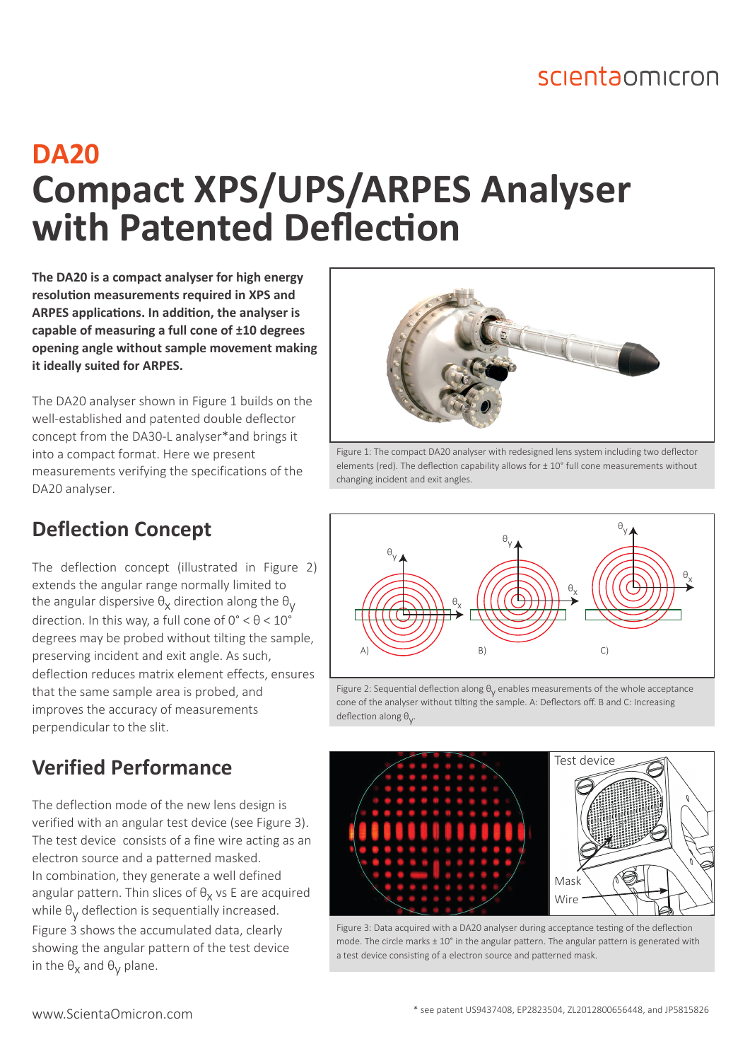# DA20

# Compact XPS/UPS/ARPES Analyser with Patented Deflection

**The DA20 is a compact analyser for high energy resolution measurements required in XPS and ARPES applications. In addition, the analyser is capable of measuring a full cone of ±10 degrees opening angle without sample movement making it ideally suited for ARPES.**

The DA20 analyser shown in Figure 1 builds on the well-established and patented double deflector concept from the DA30-L analyser*and brings it into a compact format. Here we present measurements verifying the specifications of the DA20 analyser.

Figure 1: The compact DA20 analyser with redesigned lens system including two deflector elements (red). The deflection capability allows for ± 10° full cone measurements without changing incident and exit angles.

## Deflection Concept

The deflection concept (illustrated in Figure 2) extends the angular range normally limited to the angular dispersive $\theta_x$ direction along the $\theta_y$ direction. In this way, a full cone of 0° < θ < 10° degrees may be probed without tilting the sample, preserving incident and exit angle. As such, deflection reduces matrix element effects, ensures that the same sample area is probed, and improves the accuracy of measurements perpendicular to the slit.

Figure 2: Sequential deflection along $\theta_y$ enables measurements of the whole acceptance cone of the analyser without tilting the sample. A: Deflectors off. B and C: Increasing deflection along $\theta_y$.

## Verified Performance

The deflection mode of the new lens design is verified with an angular test device (see Figure 3). The test device consists of a fine wire acting as an electron source and a patterned masked. In combination, they generate a well defined angular pattern. Thin slices of $\theta_x$ vs E are acquired while $\theta_y$ deflection is sequentially increased. Figure 3 shows the accumulated data, clearly showing the angular pattern of the test device in the $\theta_x$ and $\theta_y$ plane.

Figure 3: Data acquired with a DA20 analyser during acceptance testing of the deflection mode. The circle marks ± 10° in the angular pattern. The angular pattern is generated with a test device consisting of a electron source and patterned mask.

www.ScientaOmicron.com

* see patent US9437408, EP2823504, ZL2012800656448, and JP5815826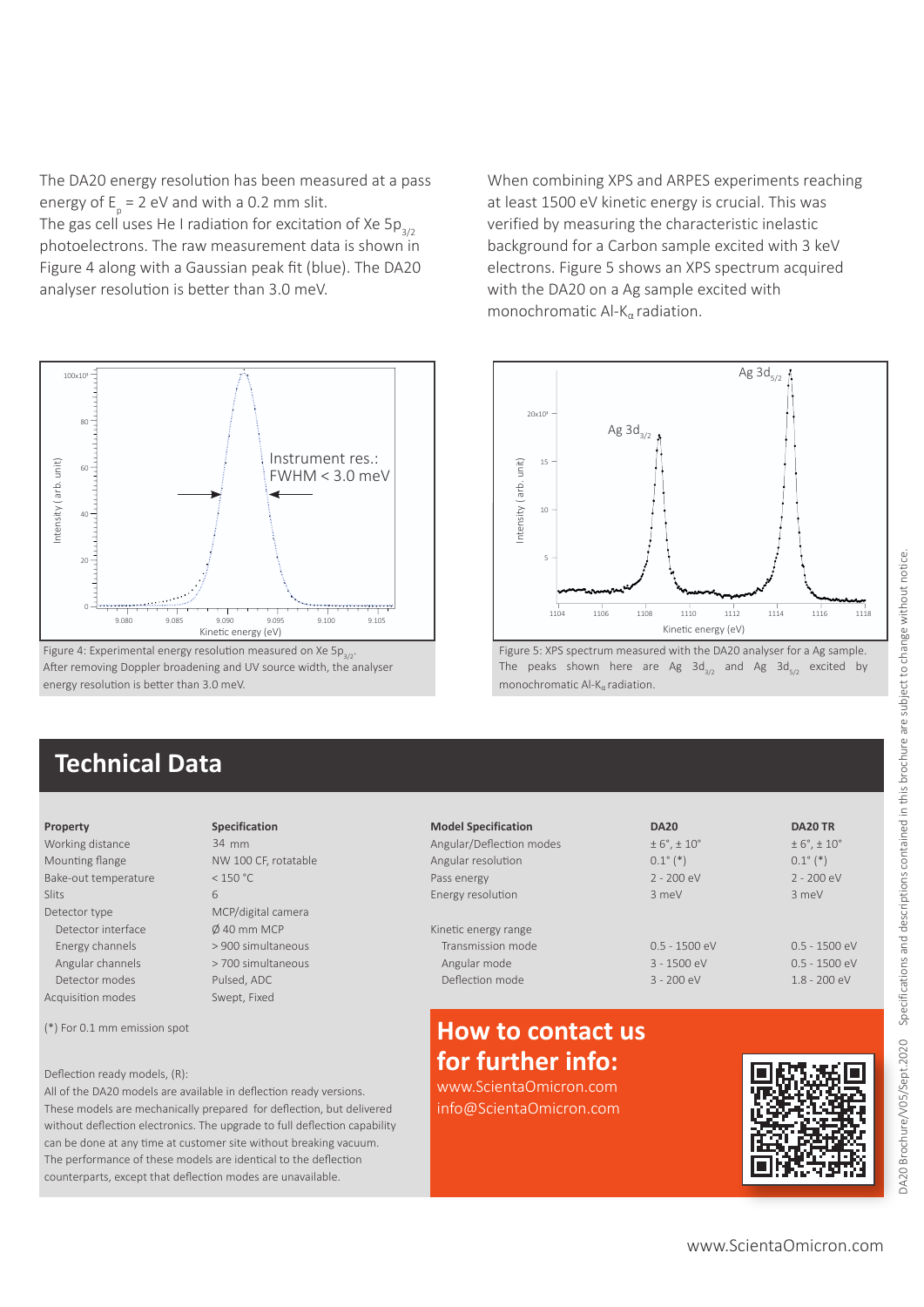The DA20 energy resolution has been measured at a pass energy of $E_p$ = 2 eV and with a 0.2 mm slit. The gas cell uses He I radiation for excitation of Xe $5p_{3/2}$ photoelectrons. The raw measurement data is shown in Figure 4 along with a Gaussian peak fit (blue). The DA20 analyser resolution is better than 3.0 meV.

When combining XPS and ARPES experiments reaching at least 1500 eV kinetic energy is crucial. This was verified by measuring the characteristic inelastic background for a Carbon sample excited with 3 keV electrons. Figure 5 shows an XPS spectrum acquired with the DA20 on a Ag sample excited with monochromatic Al-$K_\alpha$ radiation.

100x10³
80
60
40
20
0
Intensity (arb. unit)
Instrument res.:
FWHM < 3.0 meV
9.080
9.085
9.090
9.095
9.100
9.105
Kinetic energy (eV)

Figure 4: Experimental energy resolution measured on Xe $5p_{3/2}$. After removing Doppler broadening and UV source width, the analyser energy resolution is better than 3.0 meV.

Ag $3d_{5/2}$
Ag $3d_{3/2}$
20x10³
15
10
5
Intensity (arb. unit)
1104
1106
1108
1110
1112
1114
1116
1118
Kinetic energy (eV)

Figure 5: XPS spectrum measured with the DA20 analyser for a Ag sample. The peaks shown here are Ag $3d_{3/2}$ and Ag $3d_{5/2}$ excited by monochromatic Al-$K_\alpha$ radiation.

## Technical Data

| Property | Specification |
|---|---|
| Working distance | 34 mm |
| Mounting flange | NW 100 CF, rotatable |
| Bake-out temperature | < 150 °C |
| Slits | 6 |
| Detector type | MCP/digital camera |
| Detector interface | Ø 40 mm MCP |
| Energy channels | > 900 simultaneous |
| Angular channels | > 700 simultaneous |
| Detector modes | Pulsed, ADC |
| Acquisition modes | Swept, Fixed |

(*) For 0.1 mm emission spot

| Model Specification | DA20 | DA20 TR |
|---|---|---|
| Angular/Deflection modes | ± 6°, ± 10° | ± 6°, ± 10° |
| Angular resolution | 0.1° (*) | 0.1° (*) |
| Pass energy | 2 - 200 eV | 2 - 200 eV |
| Energy resolution | 3 meV | 3 meV |
| Kinetic energy range | | |
| Transmission mode | 0.5 - 1500 eV | 0.5 - 1500 eV |
| Angular mode | 3 - 1500 eV | 0.5 - 1500 eV |
| Deflection mode | 3 - 200 eV | 1.8 - 200 eV |

Deflection ready models, (R):
All of the DA20 models are available in deflection ready versions. These models are mechanically prepared for deflection, but delivered without deflection electronics. The upgrade to full deflection capability can be done at any time at customer site without breaking vacuum. The performance of these models are identical to the deflection counterparts, except that deflection modes are unavailable.

## How to contact us for further info:

www.ScientaOmicron.com
info@ScientaOmicron.com

DA20 Brochure/V05/Sept.2020 Specifications and descriptions contained in this brochure are subject to change without notice.

www.ScientaOmicron.com